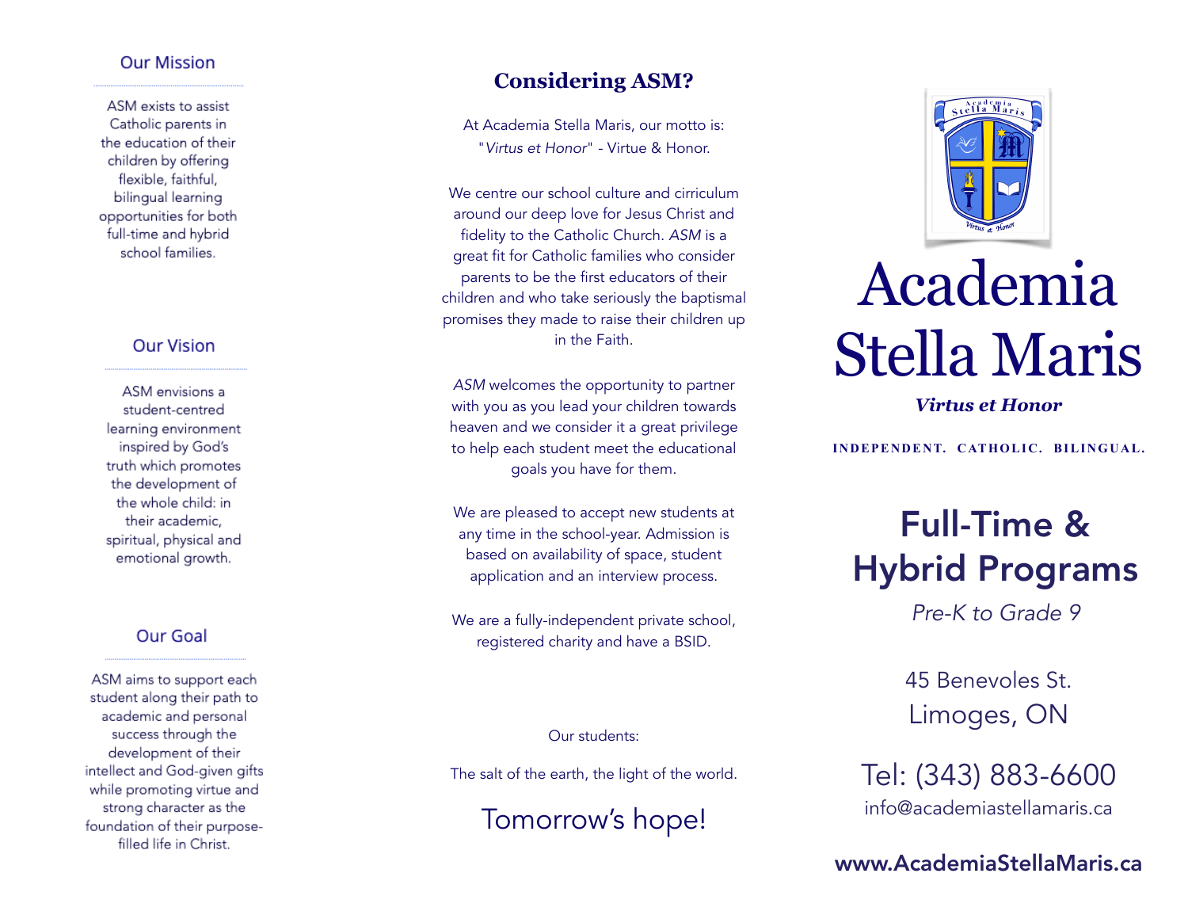## Our Mission

ASM exists to assist Catholic parents in the education of their children by offering flexible, faithful, bilingual learning opportunities for both full-time and hybrid school families.

## Our Vision

ASM envisions a student-centred learning environment inspired by God's truth which promotes the development of the whole child: in their academic, spiritual, physical and emotional growth.

## Our Goal

ASM aims to support each student along their path to academic and personal success through the development of their intellect and God-given gifts while promoting virtue and strong character as the foundation of their purpose-filled life in Christ.

## Considering ASM?

At Academia Stella Maris, our motto is: "*Virtus et Honor*" - Virtue & Honor.

We centre our school culture and cirriculum around our deep love for Jesus Christ and fidelity to the Catholic Church. *ASM* is a great fit for Catholic families who consider parents to be the first educators of their children and who take seriously the baptismal promises they made to raise their children up in the Faith.

*ASM* welcomes the opportunity to partner with you as you lead your children towards heaven and we consider it a great privilege to help each student meet the educational goals you have for them.

We are pleased to accept new students at any time in the school-year. Admission is based on availability of space, student application and an interview process.

We are a fully-independent private school, registered charity and have a BSID.

Our students:

The salt of the earth, the light of the world.

Tomorrow's hope!

# Academia Stella Maris

***Virtus et Honor***

**INDEPENDENT. CATHOLIC. BILINGUAL.**

## Full-Time & Hybrid Programs

*Pre-K to Grade 9*

45 Benevoles St.
Limoges, ON

Tel: (343) 883-6600
info@academiastellamaris.ca

**www.AcademiaStellaMaris.ca**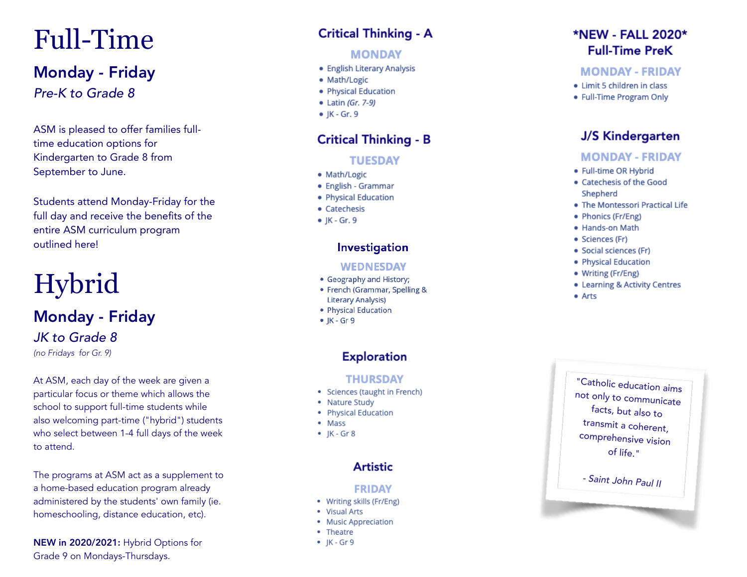# Full-Time

## Monday - Friday

*Pre-K to Grade 8*

ASM is pleased to offer families full-time education options for Kindergarten to Grade 8 from September to June.

Students attend Monday-Friday for the full day and receive the benefits of the entire ASM curriculum program outlined here!

# Hybrid

## Monday - Friday

*JK to Grade 8*

*(no Fridays for Gr. 9)*

At ASM, each day of the week are given a particular focus or theme which allows the school to support full-time students while also welcoming part-time ("hybrid") students who select between 1-4 full days of the week to attend.

The programs at ASM act as a supplement to a home-based education program already administered by the students' own family (ie. homeschooling, distance education, etc).

**NEW in 2020/2021:** Hybrid Options for Grade 9 on Mondays-Thursdays.

### Critical Thinking - A

**MONDAY**

- English Literary Analysis
- Math/Logic
- Physical Education
- Latin *(Gr. 7-9)*
- JK - Gr. 9

### Critical Thinking - B

**TUESDAY**

- Math/Logic
- English - Grammar
- Physical Education
- Catechesis
- JK - Gr. 9

### Investigation

**WEDNESDAY**

- Geography and History;
- French (Grammar, Spelling & Literary Analysis)
- Physical Education
- JK - Gr 9

### Exploration

**THURSDAY**

- Sciences (taught in French)
- Nature Study
- Physical Education
- Mass
- JK - Gr 8

### Artistic

**FRIDAY**

- Writing skills (Fr/Eng)
- Visual Arts
- Music Appreciation
- Theatre
- JK - Gr 9

### *NEW - FALL 2020* Full-Time PreK

**MONDAY - FRIDAY**

- Limit 5 children in class
- Full-Time Program Only

### J/S Kindergarten

**MONDAY - FRIDAY**

- Full-time OR Hybrid
- Catechesis of the Good Shepherd
- The Montessori Practical Life
- Phonics (Fr/Eng)
- Hands-on Math
- Sciences (Fr)
- Social sciences (Fr)
- Physical Education
- Writing (Fr/Eng)
- Learning & Activity Centres
- Arts

"Catholic education aims not only to communicate facts, but also to transmit a coherent, comprehensive vision of life."

- Saint John Paul II